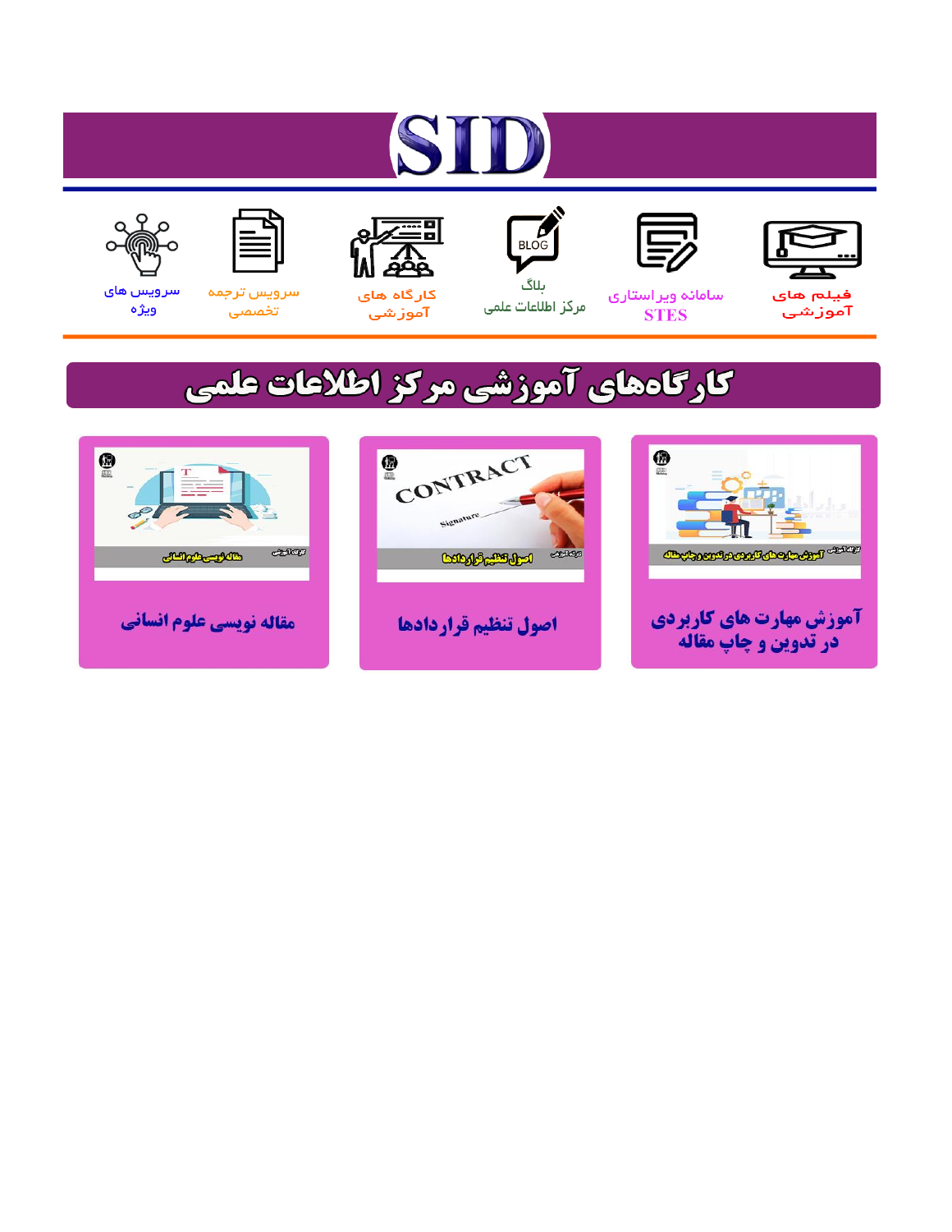# SID

فیلم های آموزشی

سامانه ویراستاری STES

بلاگ مرکز اطلاعات علمی

کارگاه های آموزشی

سرویس ترجمه تخصصی

سرویس های ویژه

## کارگاه‌های آموزشی مرکز اطلاعات علمی

آموزش مهارت های کاربردی در تدوین و چاپ مقاله

اصول تنظیم قراردادها

مقاله نویسی علوم انسانی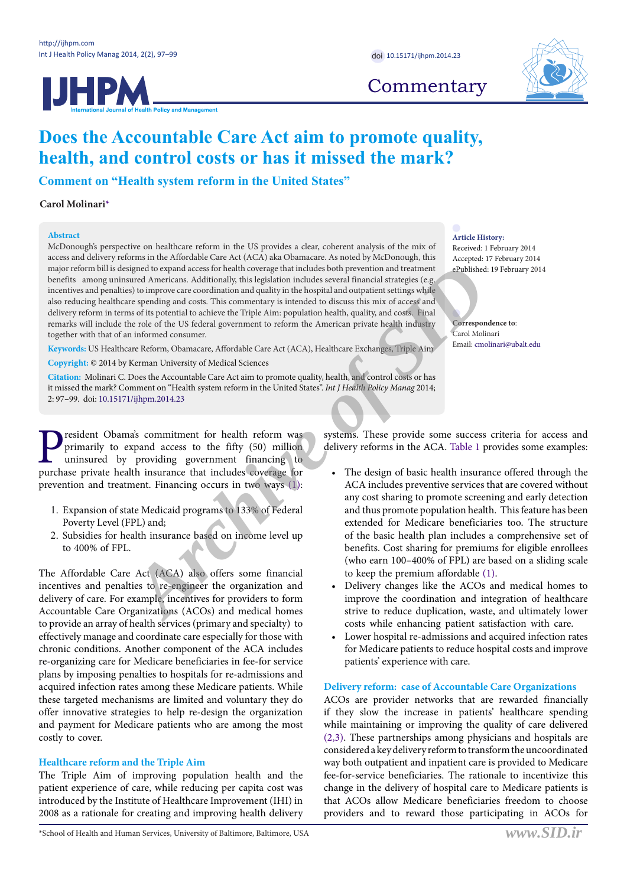# Does the Accountable Care Act aim to promote quality, health, and control costs or has it missed the mark?

## Comment on "Health system reform in the United States"

**Carol Molinari***

### Abstract

McDonough's perspective on healthcare reform in the US provides a clear, coherent analysis of the mix of access and delivery reforms in the Affordable Care Act (ACA) aka Obamacare. As noted by McDonough, this major reform bill is designed to expand access for health coverage that includes both prevention and treatment benefits among uninsured Americans. Additionally, this legislation includes several financial strategies (e.g. incentives and penalties) to improve care coordination and quality in the hospital and outpatient settings while also reducing healthcare spending and costs. This commentary is intended to discuss this mix of access and delivery reform in terms of its potential to achieve the Triple Aim: population health, quality, and costs. Final remarks will include the role of the US federal government to reform the American private health industry together with that of an informed consumer.

**Keywords:** US Healthcare Reform, Obamacare, Affordable Care Act (ACA), Healthcare Exchanges, Triple Aim

**Copyright:** © 2014 by Kerman University of Medical Sciences

**Citation:** Molinari C. Does the Accountable Care Act aim to promote quality, health, and control costs or has it missed the mark? Comment on "Health system reform in the United States". *Int J Health Policy Manag* 2014; 2: 97–99. doi: 10.15171/ijhpm.2014.23

**Article History:**
Received: 1 February 2014
Accepted: 17 February 2014
ePublished: 19 February 2014

**Correspondence to:**
Carol Molinari
Email: cmolinari@ubalt.edu

President Obama's commitment for health reform was primarily to expand access to the fifty (50) million uninsured by providing government financing to purchase private health insurance that includes coverage for prevention and treatment. Financing occurs in two ways (1):

1. Expansion of state Medicaid programs to 133% of Federal Poverty Level (FPL) and;
2. Subsidies for health insurance based on income level up to 400% of FPL.

The Affordable Care Act (ACA) also offers some financial incentives and penalties to re-engineer the organization and delivery of care. For example, incentives for providers to form Accountable Care Organizations (ACOs) and medical homes to provide an array of health services (primary and specialty) to effectively manage and coordinate care especially for those with chronic conditions. Another component of the ACA includes re-organizing care for Medicare beneficiaries in fee-for service plans by imposing penalties to hospitals for re-admissions and acquired infection rates among these Medicare patients. While these targeted mechanisms are limited and voluntary they do offer innovative strategies to help re-design the organization and payment for Medicare patients who are among the most costly to cover.

### Healthcare reform and the Triple Aim

The Triple Aim of improving population health and the patient experience of care, while reducing per capita cost was introduced by the Institute of Healthcare Improvement (IHI) in 2008 as a rationale for creating and improving health delivery systems. These provide some success criteria for access and delivery reforms in the ACA. Table 1 provides some examples:

- The design of basic health insurance offered through the ACA includes preventive services that are covered without any cost sharing to promote screening and early detection and thus promote population health. This feature has been extended for Medicare beneficiaries too. The structure of the basic health plan includes a comprehensive set of benefits. Cost sharing for premiums for eligible enrollees (who earn 100–400% of FPL) are based on a sliding scale to keep the premium affordable (1).
- Delivery changes like the ACOs and medical homes to improve the coordination and integration of healthcare strive to reduce duplication, waste, and ultimately lower costs while enhancing patient satisfaction with care.
- Lower hospital re-admissions and acquired infection rates for Medicare patients to reduce hospital costs and improve patients' experience with care.

### Delivery reform: case of Accountable Care Organizations

ACOs are provider networks that are rewarded financially if they slow the increase in patients' healthcare spending while maintaining or improving the quality of care delivered (2,3). These partnerships among physicians and hospitals are considered a key delivery reform to transform the uncoordinated way both outpatient and inpatient care is provided to Medicare fee-for-service beneficiaries. The rationale to incentivize this change in the delivery of hospital care to Medicare patients is that ACOs allow Medicare beneficiaries freedom to choose providers and to reward those participating in ACOs for

*School of Health and Human Services, University of Baltimore, Baltimore, USA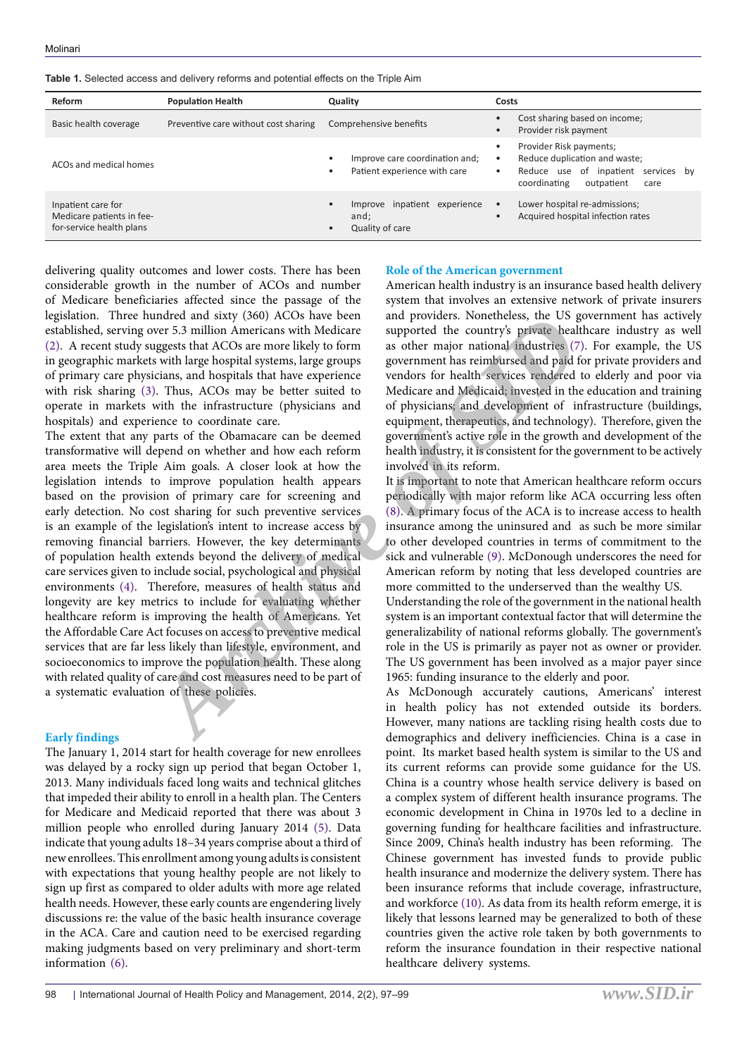**Table 1.** Selected access and delivery reforms and potential effects on the Triple Aim

| Reform | Population Health | Quality | Costs |
|---|---|---|---|
| Basic health coverage | Preventive care without cost sharing | Comprehensive benefits | • Cost sharing based on income;<br>• Provider risk payment |
| ACOs and medical homes | | • Improve care coordination and;<br>• Patient experience with care | • Provider Risk payments;<br>• Reduce duplication and waste;<br>• Reduce use of inpatient services by coordinating outpatient care |
| Inpatient care for Medicare patients in fee-for-service health plans | | • Improve inpatient experience and;<br>• Quality of care | • Lower hospital re-admissions;<br>• Acquired hospital infection rates |

delivering quality outcomes and lower costs. There has been considerable growth in the number of ACOs and number of Medicare beneficiaries affected since the passage of the legislation. Three hundred and sixty (360) ACOs have been established, serving over 5.3 million Americans with Medicare (2). A recent study suggests that ACOs are more likely to form in geographic markets with large hospital systems, large groups of primary care physicians, and hospitals that have experience with risk sharing (3). Thus, ACOs may be better suited to operate in markets with the infrastructure (physicians and hospitals) and experience to coordinate care.

The extent that any parts of the Obamacare can be deemed transformative will depend on whether and how each reform area meets the Triple Aim goals. A closer look at how the legislation intends to improve population health appears based on the provision of primary care for screening and early detection. No cost sharing for such preventive services is an example of the legislation's intent to increase access by removing financial barriers. However, the key determinants of population health extends beyond the delivery of medical care services given to include social, psychological and physical environments (4). Therefore, measures of health status and longevity are key metrics to include for evaluating whether healthcare reform is improving the health of Americans. Yet the Affordable Care Act focuses on access to preventive medical services that are far less likely than lifestyle, environment, and socioeconomics to improve the population health. These along with related quality of care and cost measures need to be part of a systematic evaluation of these policies.

## Early findings

The January 1, 2014 start for health coverage for new enrollees was delayed by a rocky sign up period that began October 1, 2013. Many individuals faced long waits and technical glitches that impeded their ability to enroll in a health plan. The Centers for Medicare and Medicaid reported that there was about 3 million people who enrolled during January 2014 (5). Data indicate that young adults 18–34 years comprise about a third of new enrollees. This enrollment among young adults is consistent with expectations that young healthy people are not likely to sign up first as compared to older adults with more age related health needs. However, these early counts are engendering lively discussions re: the value of the basic health insurance coverage in the ACA. Care and caution need to be exercised regarding making judgments based on very preliminary and short-term information (6).

## Role of the American government

American health industry is an insurance based health delivery system that involves an extensive network of private insurers and providers. Nonetheless, the US government has actively supported the country's private healthcare industry as well as other major national industries (7). For example, the US government has reimbursed and paid for private providers and vendors for health services rendered to elderly and poor via Medicare and Medicaid; invested in the education and training of physicians; and development of infrastructure (buildings, equipment, therapeutics, and technology). Therefore, given the government's active role in the growth and development of the health industry, it is consistent for the government to be actively involved in its reform.

It is important to note that American healthcare reform occurs periodically with major reform like ACA occurring less often (8). A primary focus of the ACA is to increase access to health insurance among the uninsured and as such be more similar to other developed countries in terms of commitment to the sick and vulnerable (9). McDonough underscores the need for American reform by noting that less developed countries are more committed to the underserved than the wealthy US.

Understanding the role of the government in the national health system is an important contextual factor that will determine the generalizability of national reforms globally. The government's role in the US is primarily as payer not as owner or provider. The US government has been involved as a major payer since 1965: funding insurance to the elderly and poor.

As McDonough accurately cautions, Americans' interest in health policy has not extended outside its borders. However, many nations are tackling rising health costs due to demographics and delivery inefficiencies. China is a case in point. Its market based health system is similar to the US and its current reforms can provide some guidance for the US. China is a country whose health service delivery is based on a complex system of different health insurance programs. The economic development in China in 1970s led to a decline in governing funding for healthcare facilities and infrastructure. Since 2009, China's health industry has been reforming. The Chinese government has invested funds to provide public health insurance and modernize the delivery system. There has been insurance reforms that include coverage, infrastructure, and workforce (10). As data from its health reform emerge, it is likely that lessons learned may be generalized to both of these countries given the active role taken by both governments to reform the insurance foundation in their respective national healthcare delivery systems.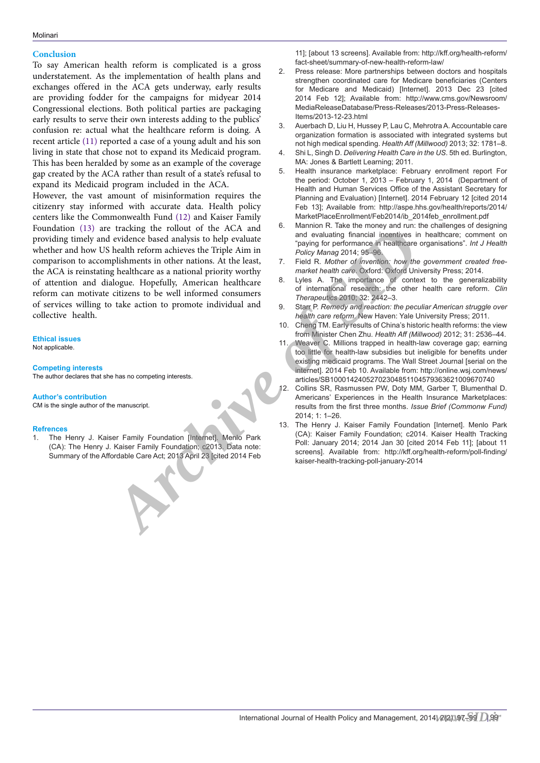## Conclusion

To say American health reform is complicated is a gross understatement. As the implementation of health plans and exchanges offered in the ACA gets underway, early results are providing fodder for the campaigns for midyear 2014 Congressional elections. Both political parties are packaging early results to serve their own interests adding to the publics' confusion re: actual what the healthcare reform is doing. A recent article (11) reported a case of a young adult and his son living in state that chose not to expand its Medicaid program. This has been heralded by some as an example of the coverage gap created by the ACA rather than result of a state's refusal to expand its Medicaid program included in the ACA.

However, the vast amount of misinformation requires the citizenry stay informed with accurate data. Health policy centers like the Commonwealth Fund (12) and Kaiser Family Foundation (13) are tracking the rollout of the ACA and providing timely and evidence based analysis to help evaluate whether and how US health reform achieves the Triple Aim in comparison to accomplishments in other nations. At the least, the ACA is reinstating healthcare as a national priority worthy of attention and dialogue. Hopefully, American healthcare reform can motivate citizens to be well informed consumers of services willing to take action to promote individual and collective health.

### Ethical issues

Not applicable.

### Competing interests

The author declares that she has no competing interests.

### Author's contribution

CM is the single author of the manuscript.

### Refrences

1. The Henry J. Kaiser Family Foundation [Internet]. Menlo Park (CA): The Henry J. Kaiser Family Foundation; c2013. Data note: Summary of the Affordable Care Act; 2013 April 23 [cited 2014 Feb 11]; [about 13 screens]. Available from: http://kff.org/health-reform/fact-sheet/summary-of-new-health-reform-law/
2. Press release: More partnerships between doctors and hospitals strengthen coordinated care for Medicare beneficiaries (Centers for Medicare and Medicaid) [Internet]. 2013 Dec 23 [cited 2014 Feb 12]; Available from: http://www.cms.gov/Newsroom/MediaReleaseDatabase/Press-Releases/2013-Press-Releases-Items/2013-12-23.html
3. Auerbach D, Liu H, Hussey P, Lau C, Mehrotra A. Accountable care organization formation is associated with integrated systems but not high medical spending. *Health Aff (Millwood)* 2013; 32: 1781–8.
4. Shi L, Singh D. *Delivering Health Care in the US*. 5th ed. Burlington, MA: Jones & Bartlett Learning; 2011.
5. Health insurance marketplace: February enrollment report For the period: October 1, 2013 – February 1, 2014 (Department of Health and Human Services Office of the Assistant Secretary for Planning and Evaluation) [Internet]. 2014 February 12 [cited 2014 Feb 13]; Available from: http://aspe.hhs.gov/health/reports/2014/MarketPlaceEnrollment/Feb2014/ib_2014feb_enrollment.pdf
6. Mannion R. Take the money and run: the challenges of designing and evaluating financial incentives in healthcare; comment on "paying for performance in healthcare organisations". *Int J Health Policy Manag* 2014; 95–96.
7. Field R. *Mother of invention: how the government created free-market health care*. Oxford: Oxford University Press; 2014.
8. Lyles A. The importance of context to the generalizability of international research: the other health care reform. *Clin Therapeutics* 2010; 32: 2442–3.
9. Starr P. *Remedy and reaction: the peculiar American struggle over health care reform*. New Haven: Yale University Press; 2011.
10. Cheng TM. Early results of China's historic health reforms: the view from Minister Chen Zhu. *Health Aff (Millwood)* 2012; 31: 2536–44.
11. Weaver C. Millions trapped in health-law coverage gap; earning too little for health-law subsidies but ineligible for benefits under existing medicaid programs. The Wall Street Journal [serial on the internet]. 2014 Feb 10. Available from: http://online.wsj.com/news/articles/SB10001424052702304851104579363621009670740
12. Collins SR, Rasmussen PW, Doty MM, Garber T, Blumenthal D. Americans' Experiences in the Health Insurance Marketplaces: results from the first three months. *Issue Brief (Commonw Fund)* 2014; 1: 1–26.
13. The Henry J. Kaiser Family Foundation [Internet]. Menlo Park (CA): Kaiser Family Foundation; c2014. Kaiser Health Tracking Poll: January 2014; 2014 Jan 30 [cited 2014 Feb 11]; [about 11 screens]. Available from: http://kff.org/health-reform/poll-finding/kaiser-health-tracking-poll-january-2014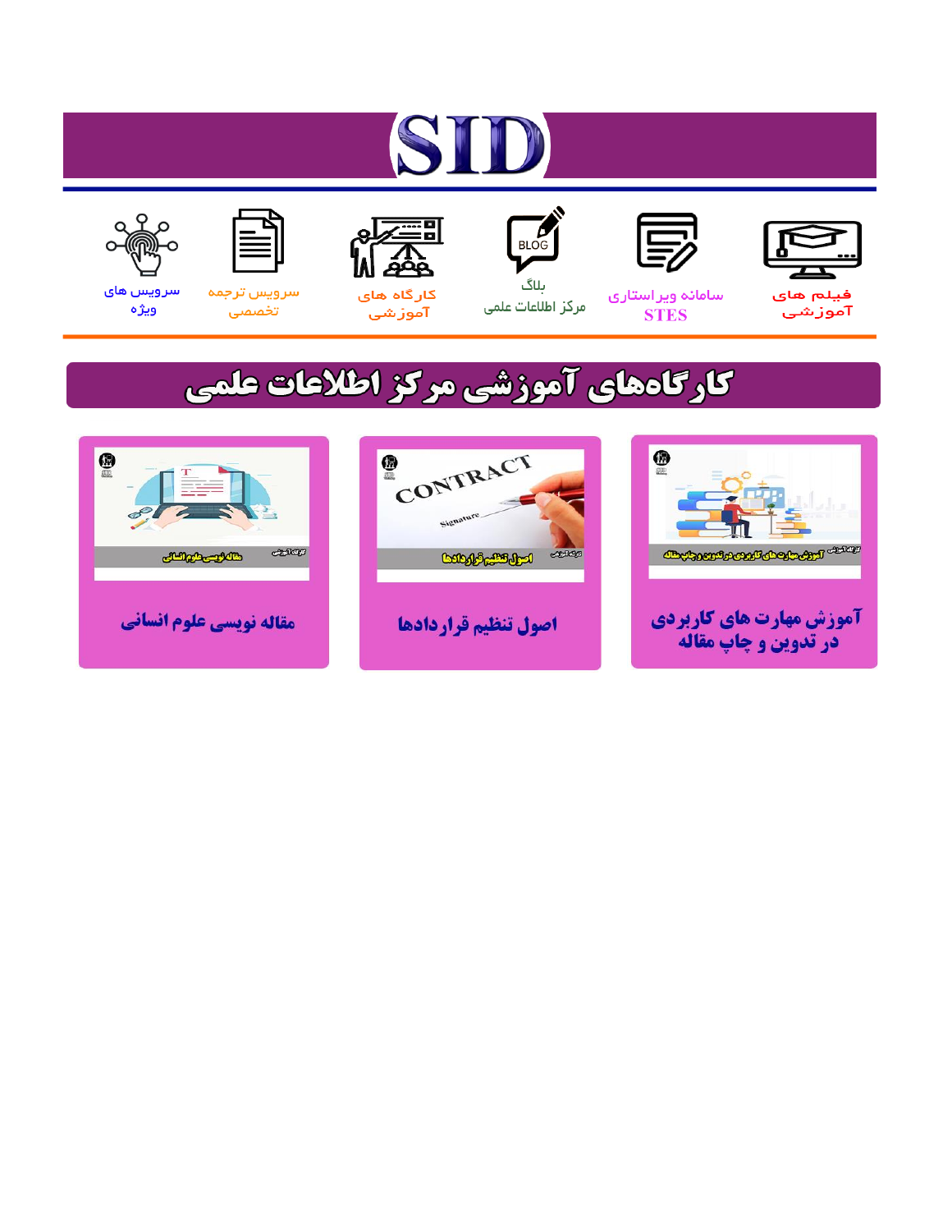# SID

فیلم های آموزشی

سامانه ویراستاری STES

بلاگ مرکز اطلاعات علمی

کارگاه های آموزشی

سرویس ترجمه تخصصی

سرویس های ویژه

## کارگاه‌های آموزشی مرکز اطلاعات علمی

آموزش مهارت های کاربردی در تدوین و چاپ مقاله

اصول تنظیم قراردادها

مقاله نویسی علوم انسانی